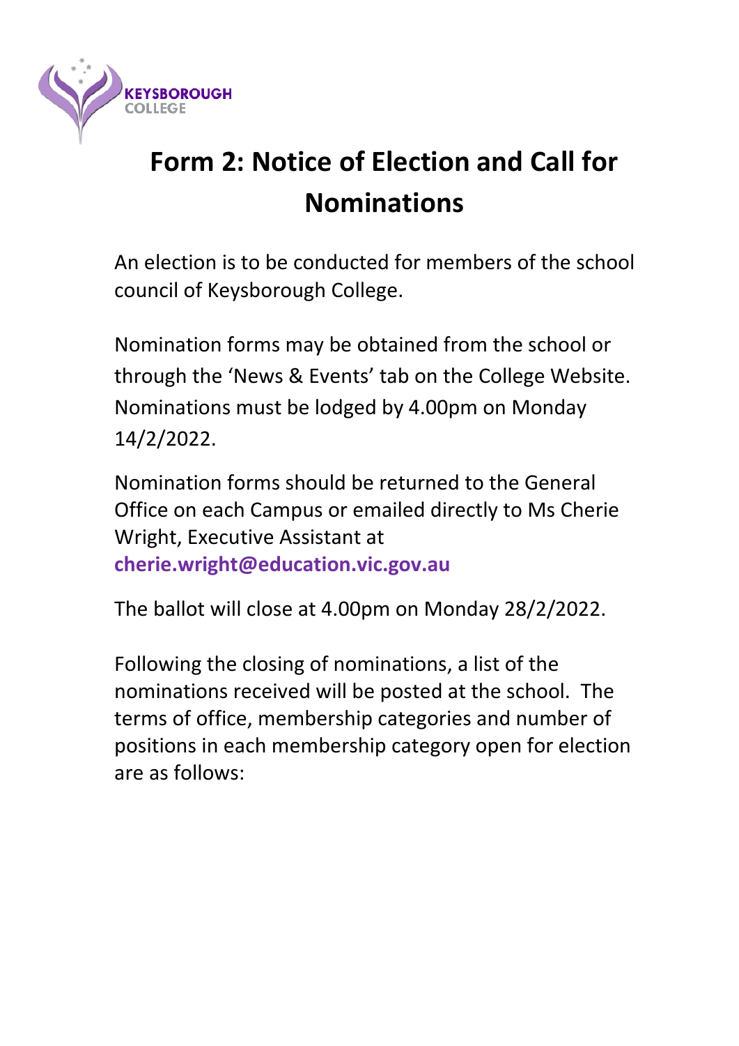KEYSBOROUGH COLLEGE

# Form 2: Notice of Election and Call for Nominations

An election is to be conducted for members of the school council of Keysborough College.

Nomination forms may be obtained from the school or through the 'News & Events' tab on the College Website. Nominations must be lodged by 4.00pm on Monday 14/2/2022.

Nomination forms should be returned to the General Office on each Campus or emailed directly to Ms Cherie Wright, Executive Assistant at **cherie.wright@education.vic.gov.au**

The ballot will close at 4.00pm on Monday 28/2/2022.

Following the closing of nominations, a list of the nominations received will be posted at the school. The terms of office, membership categories and number of positions in each membership category open for election are as follows: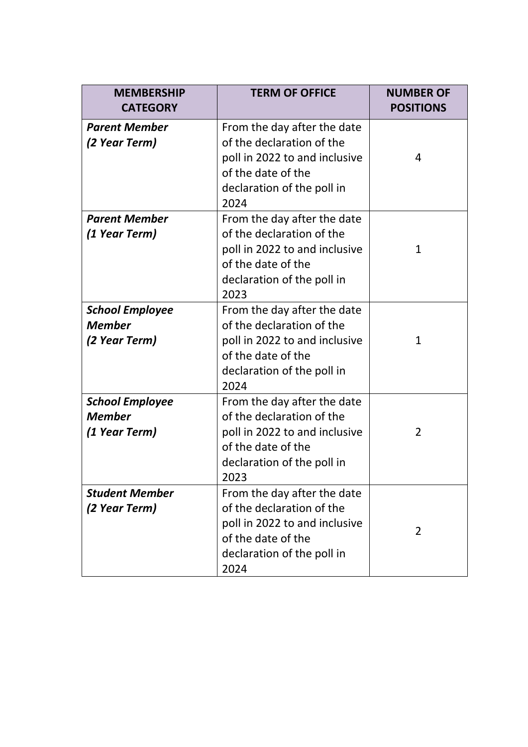| MEMBERSHIP CATEGORY | TERM OF OFFICE | NUMBER OF POSITIONS |
|---|---|---|
| ***Parent Member (2 Year Term)*** | From the day after the date of the declaration of the poll in 2022 to and inclusive of the date of the declaration of the poll in 2024 | 4 |
| ***Parent Member (1 Year Term)*** | From the day after the date of the declaration of the poll in 2022 to and inclusive of the date of the declaration of the poll in 2023 | 1 |
| ***School Employee Member (2 Year Term)*** | From the day after the date of the declaration of the poll in 2022 to and inclusive of the date of the declaration of the poll in 2024 | 1 |
| ***School Employee Member (1 Year Term)*** | From the day after the date of the declaration of the poll in 2022 to and inclusive of the date of the declaration of the poll in 2023 | 2 |
| ***Student Member (2 Year Term)*** | From the day after the date of the declaration of the poll in 2022 to and inclusive of the date of the declaration of the poll in 2024 | 2 |